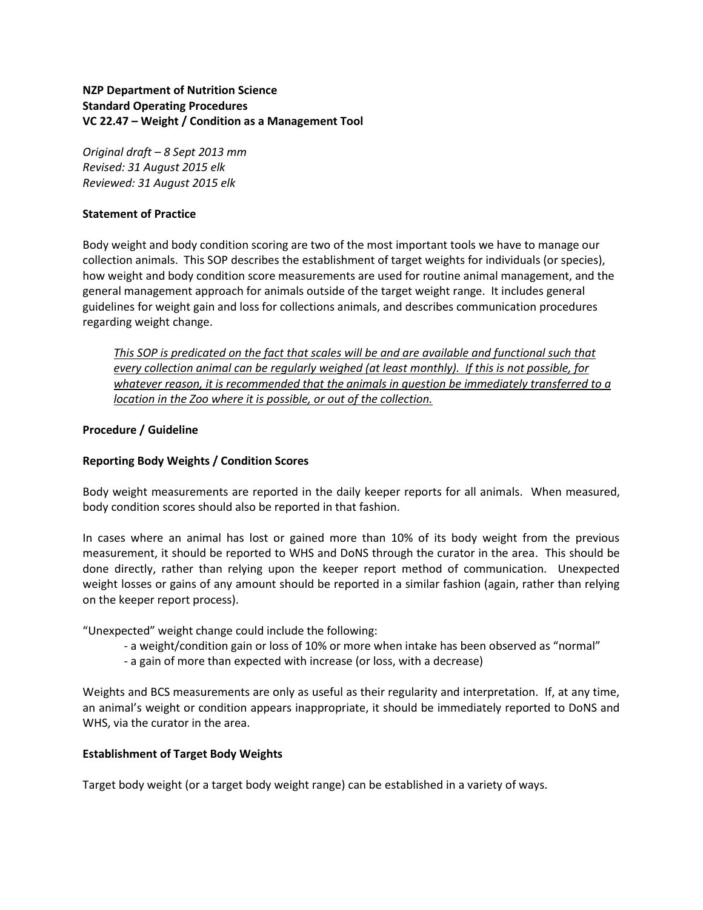**NZP Department of Nutrition Science**
**Standard Operating Procedures**
**VC 22.47 – Weight / Condition as a Management Tool**

*Original draft – 8 Sept 2013 mm*
*Revised: 31 August 2015 elk*
*Reviewed: 31 August 2015 elk*

**Statement of Practice**

Body weight and body condition scoring are two of the most important tools we have to manage our collection animals. This SOP describes the establishment of target weights for individuals (or species), how weight and body condition score measurements are used for routine animal management, and the general management approach for animals outside of the target weight range. It includes general guidelines for weight gain and loss for collections animals, and describes communication procedures regarding weight change.

> *<u>This SOP is predicated on the fact that scales will be and are available and functional such that every collection animal can be regularly weighed (at least monthly). If this is not possible, for whatever reason, it is recommended that the animals in question be immediately transferred to a location in the Zoo where it is possible, or out of the collection.</u>*

**Procedure / Guideline**

**Reporting Body Weights / Condition Scores**

Body weight measurements are reported in the daily keeper reports for all animals. When measured, body condition scores should also be reported in that fashion.

In cases where an animal has lost or gained more than 10% of its body weight from the previous measurement, it should be reported to WHS and DoNS through the curator in the area. This should be done directly, rather than relying upon the keeper report method of communication. Unexpected weight losses or gains of any amount should be reported in a similar fashion (again, rather than relying on the keeper report process).

"Unexpected" weight change could include the following:

- a weight/condition gain or loss of 10% or more when intake has been observed as "normal"
- a gain of more than expected with increase (or loss, with a decrease)

Weights and BCS measurements are only as useful as their regularity and interpretation. If, at any time, an animal's weight or condition appears inappropriate, it should be immediately reported to DoNS and WHS, via the curator in the area.

**Establishment of Target Body Weights**

Target body weight (or a target body weight range) can be established in a variety of ways.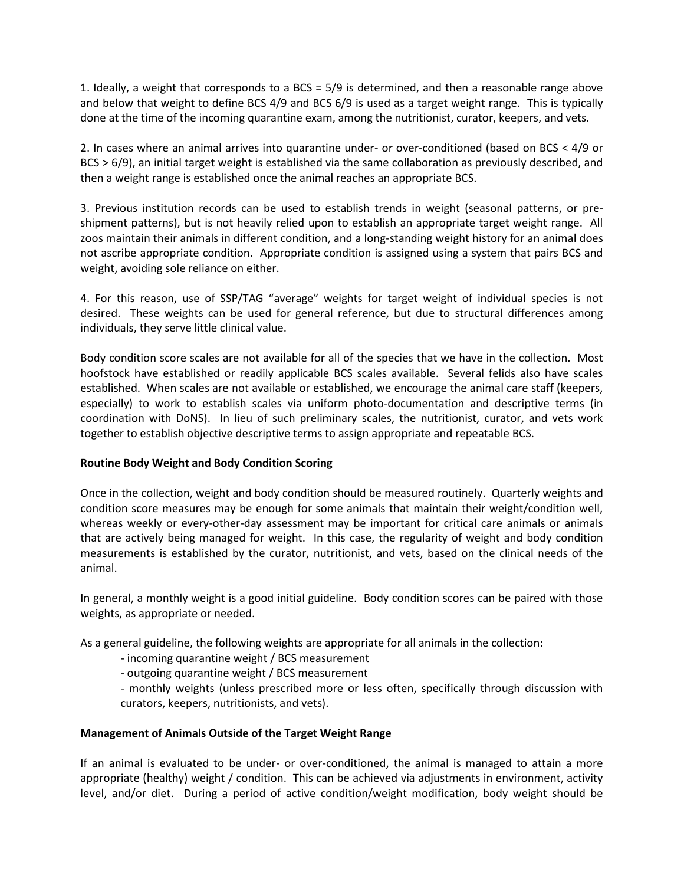1. Ideally, a weight that corresponds to a BCS = 5/9 is determined, and then a reasonable range above and below that weight to define BCS 4/9 and BCS 6/9 is used as a target weight range. This is typically done at the time of the incoming quarantine exam, among the nutritionist, curator, keepers, and vets.

2. In cases where an animal arrives into quarantine under- or over-conditioned (based on BCS < 4/9 or BCS > 6/9), an initial target weight is established via the same collaboration as previously described, and then a weight range is established once the animal reaches an appropriate BCS.

3. Previous institution records can be used to establish trends in weight (seasonal patterns, or pre-shipment patterns), but is not heavily relied upon to establish an appropriate target weight range. All zoos maintain their animals in different condition, and a long-standing weight history for an animal does not ascribe appropriate condition. Appropriate condition is assigned using a system that pairs BCS and weight, avoiding sole reliance on either.

4. For this reason, use of SSP/TAG "average" weights for target weight of individual species is not desired. These weights can be used for general reference, but due to structural differences among individuals, they serve little clinical value.

Body condition score scales are not available for all of the species that we have in the collection. Most hoofstock have established or readily applicable BCS scales available. Several felids also have scales established. When scales are not available or established, we encourage the animal care staff (keepers, especially) to work to establish scales via uniform photo-documentation and descriptive terms (in coordination with DoNS). In lieu of such preliminary scales, the nutritionist, curator, and vets work together to establish objective descriptive terms to assign appropriate and repeatable BCS.

**Routine Body Weight and Body Condition Scoring**

Once in the collection, weight and body condition should be measured routinely. Quarterly weights and condition score measures may be enough for some animals that maintain their weight/condition well, whereas weekly or every-other-day assessment may be important for critical care animals or animals that are actively being managed for weight. In this case, the regularity of weight and body condition measurements is established by the curator, nutritionist, and vets, based on the clinical needs of the animal.

In general, a monthly weight is a good initial guideline. Body condition scores can be paired with those weights, as appropriate or needed.

As a general guideline, the following weights are appropriate for all animals in the collection:

- incoming quarantine weight / BCS measurement
- outgoing quarantine weight / BCS measurement
- monthly weights (unless prescribed more or less often, specifically through discussion with curators, keepers, nutritionists, and vets).

**Management of Animals Outside of the Target Weight Range**

If an animal is evaluated to be under- or over-conditioned, the animal is managed to attain a more appropriate (healthy) weight / condition. This can be achieved via adjustments in environment, activity level, and/or diet. During a period of active condition/weight modification, body weight should be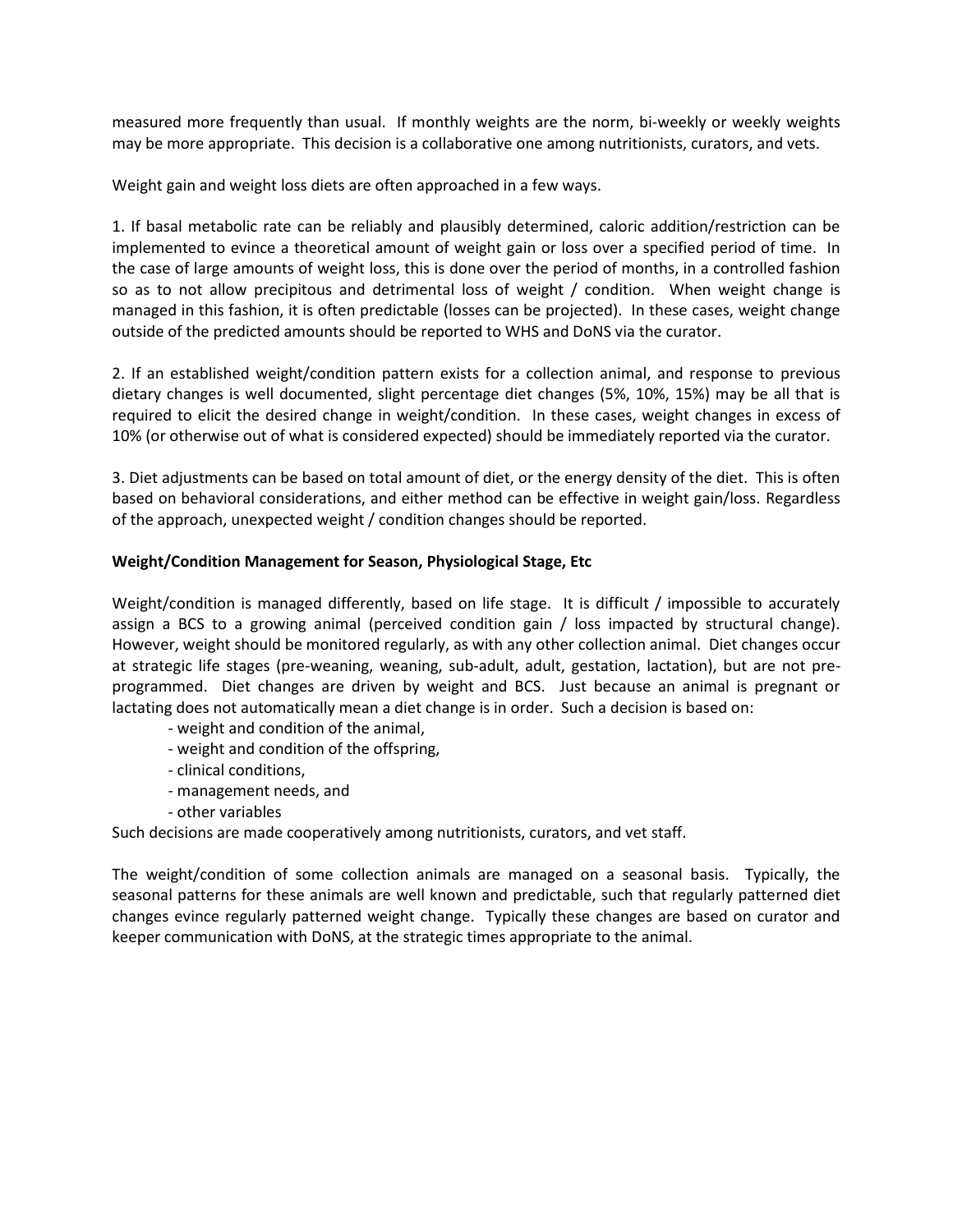measured more frequently than usual. If monthly weights are the norm, bi-weekly or weekly weights may be more appropriate. This decision is a collaborative one among nutritionists, curators, and vets.

Weight gain and weight loss diets are often approached in a few ways.

1. If basal metabolic rate can be reliably and plausibly determined, caloric addition/restriction can be implemented to evince a theoretical amount of weight gain or loss over a specified period of time. In the case of large amounts of weight loss, this is done over the period of months, in a controlled fashion so as to not allow precipitous and detrimental loss of weight / condition. When weight change is managed in this fashion, it is often predictable (losses can be projected). In these cases, weight change outside of the predicted amounts should be reported to WHS and DoNS via the curator.

2. If an established weight/condition pattern exists for a collection animal, and response to previous dietary changes is well documented, slight percentage diet changes (5%, 10%, 15%) may be all that is required to elicit the desired change in weight/condition. In these cases, weight changes in excess of 10% (or otherwise out of what is considered expected) should be immediately reported via the curator.

3. Diet adjustments can be based on total amount of diet, or the energy density of the diet. This is often based on behavioral considerations, and either method can be effective in weight gain/loss. Regardless of the approach, unexpected weight / condition changes should be reported.

**Weight/Condition Management for Season, Physiological Stage, Etc**

Weight/condition is managed differently, based on life stage. It is difficult / impossible to accurately assign a BCS to a growing animal (perceived condition gain / loss impacted by structural change). However, weight should be monitored regularly, as with any other collection animal. Diet changes occur at strategic life stages (pre-weaning, weaning, sub-adult, adult, gestation, lactation), but are not pre-programmed. Diet changes are driven by weight and BCS. Just because an animal is pregnant or lactating does not automatically mean a diet change is in order. Such a decision is based on:

- weight and condition of the animal,
- weight and condition of the offspring,
- clinical conditions,
- management needs, and
- other variables

Such decisions are made cooperatively among nutritionists, curators, and vet staff.

The weight/condition of some collection animals are managed on a seasonal basis. Typically, the seasonal patterns for these animals are well known and predictable, such that regularly patterned diet changes evince regularly patterned weight change. Typically these changes are based on curator and keeper communication with DoNS, at the strategic times appropriate to the animal.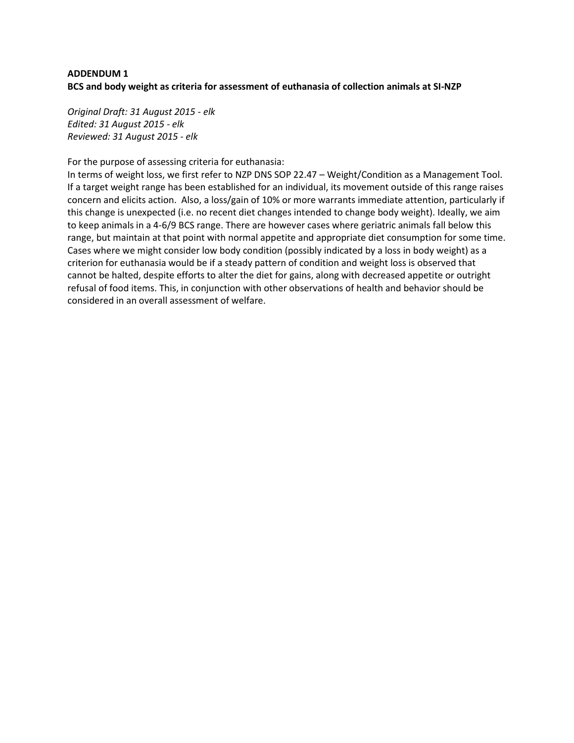**ADDENDUM 1**
**BCS and body weight as criteria for assessment of euthanasia of collection animals at SI-NZP**

*Original Draft: 31 August 2015 - elk*
*Edited: 31 August 2015 - elk*
*Reviewed: 31 August 2015 - elk*

For the purpose of assessing criteria for euthanasia:
In terms of weight loss, we first refer to NZP DNS SOP 22.47 – Weight/Condition as a Management Tool. If a target weight range has been established for an individual, its movement outside of this range raises concern and elicits action. Also, a loss/gain of 10% or more warrants immediate attention, particularly if this change is unexpected (i.e. no recent diet changes intended to change body weight). Ideally, we aim to keep animals in a 4-6/9 BCS range. There are however cases where geriatric animals fall below this range, but maintain at that point with normal appetite and appropriate diet consumption for some time. Cases where we might consider low body condition (possibly indicated by a loss in body weight) as a criterion for euthanasia would be if a steady pattern of condition and weight loss is observed that cannot be halted, despite efforts to alter the diet for gains, along with decreased appetite or outright refusal of food items. This, in conjunction with other observations of health and behavior should be considered in an overall assessment of welfare.